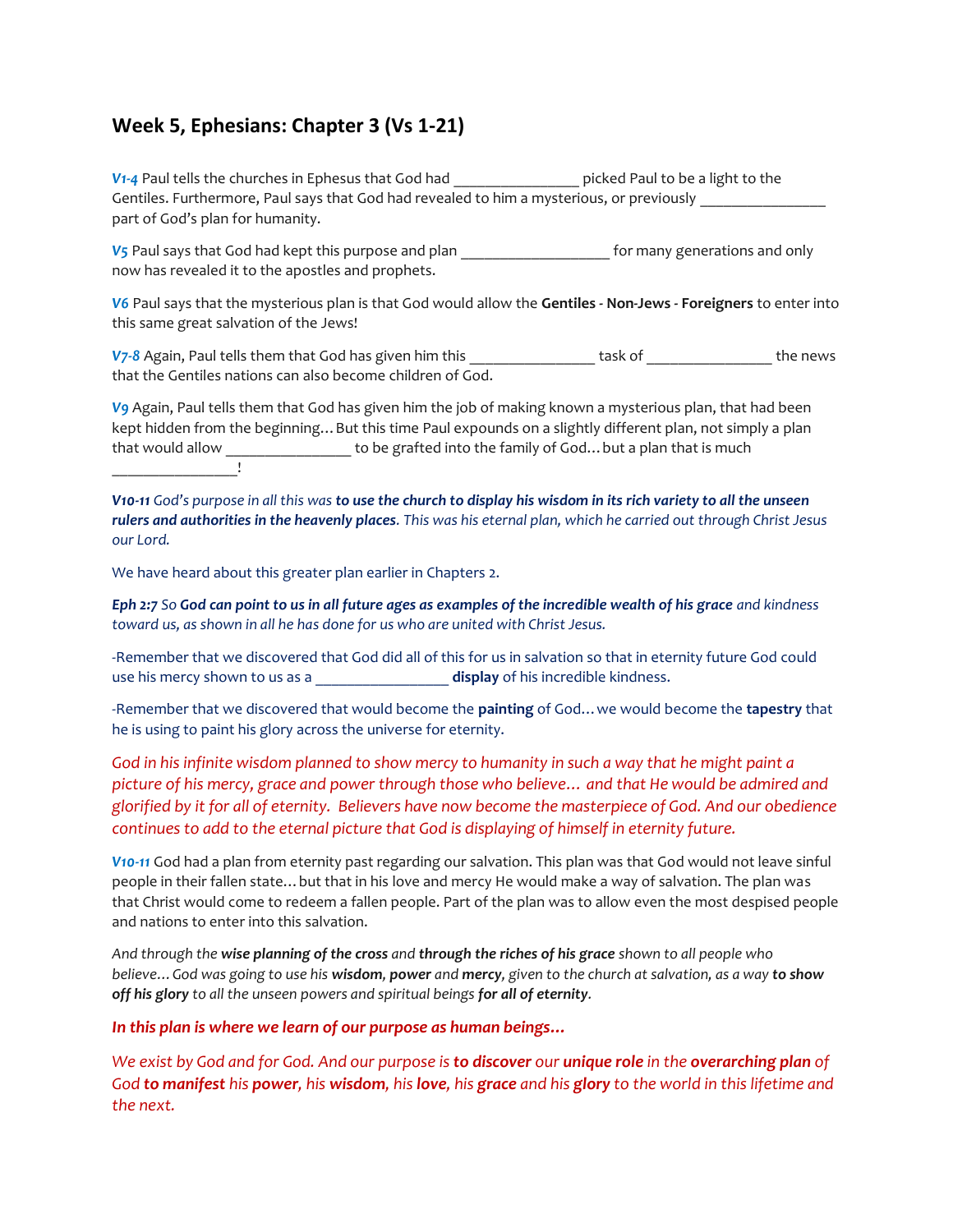## Week 5, Ephesians: Chapter 3 (Vs 1-21)

*V1-4* Paul tells the churches in Ephesus that God had ________________ picked Paul to be a light to the Gentiles. Furthermore, Paul says that God had revealed to him a mysterious, or previously ________________ part of God's plan for humanity.

*V5* Paul says that God had kept this purpose and plan ___________________ for many generations and only now has revealed it to the apostles and prophets.

*V6* Paul says that the mysterious plan is that God would allow the **Gentiles - Non-Jews - Foreigners** to enter into this same great salvation of the Jews!

*V7-8* Again, Paul tells them that God has given him this ________________ task of ________________ the news that the Gentiles nations can also become children of God.

*V9* Again, Paul tells them that God has given him the job of making known a mysterious plan, that had been kept hidden from the beginning… But this time Paul expounds on a slightly different plan, not simply a plan that would allow ________________ to be grafted into the family of God… but a plan that is much ________________!

***V10-11*** *God's purpose in all this was* ***to use the church to display his wisdom in its rich variety to all the unseen rulers and authorities in the heavenly places****. This was his eternal plan, which he carried out through Christ Jesus our Lord.*

We have heard about this greater plan earlier in Chapters 2.

***Eph 2:7*** *So* ***God can point to us in all future ages as examples of the incredible wealth of his grace*** *and kindness toward us, as shown in all he has done for us who are united with Christ Jesus.*

-Remember that we discovered that God did all of this for us in salvation so that in eternity future God could use his mercy shown to us as a _________________ **display** of his incredible kindness.

-Remember that we discovered that would become the **painting** of God… we would become the **tapestry** that he is using to paint his glory across the universe for eternity.

*God in his infinite wisdom planned to show mercy to humanity in such a way that he might paint a picture of his mercy, grace and power through those who believe… and that He would be admired and glorified by it for all of eternity. Believers have now become the masterpiece of God. And our obedience continues to add to the eternal picture that God is displaying of himself in eternity future.*

*V10-11* God had a plan from eternity past regarding our salvation. This plan was that God would not leave sinful people in their fallen state… but that in his love and mercy He would make a way of salvation. The plan was that Christ would come to redeem a fallen people. Part of the plan was to allow even the most despised people and nations to enter into this salvation.

*And through the* ***wise planning of the cross*** *and* ***through the riches of his grace*** *shown to all people who believe… God was going to use his* ***wisdom, power*** *and* ***mercy****, given to the church at salvation, as a way* ***to show off his glory*** *to all the unseen powers and spiritual beings* ***for all of eternity****.*

***In this plan is where we learn of our purpose as human beings…***

*We exist by God and for God. And our purpose is* ***to discover*** *our* ***unique role*** *in the* ***overarching plan*** *of God* ***to manifest*** *his* ***power****, his* ***wisdom****, his* ***love****, his* ***grace*** *and his* ***glory*** *to the world in this lifetime and the next.*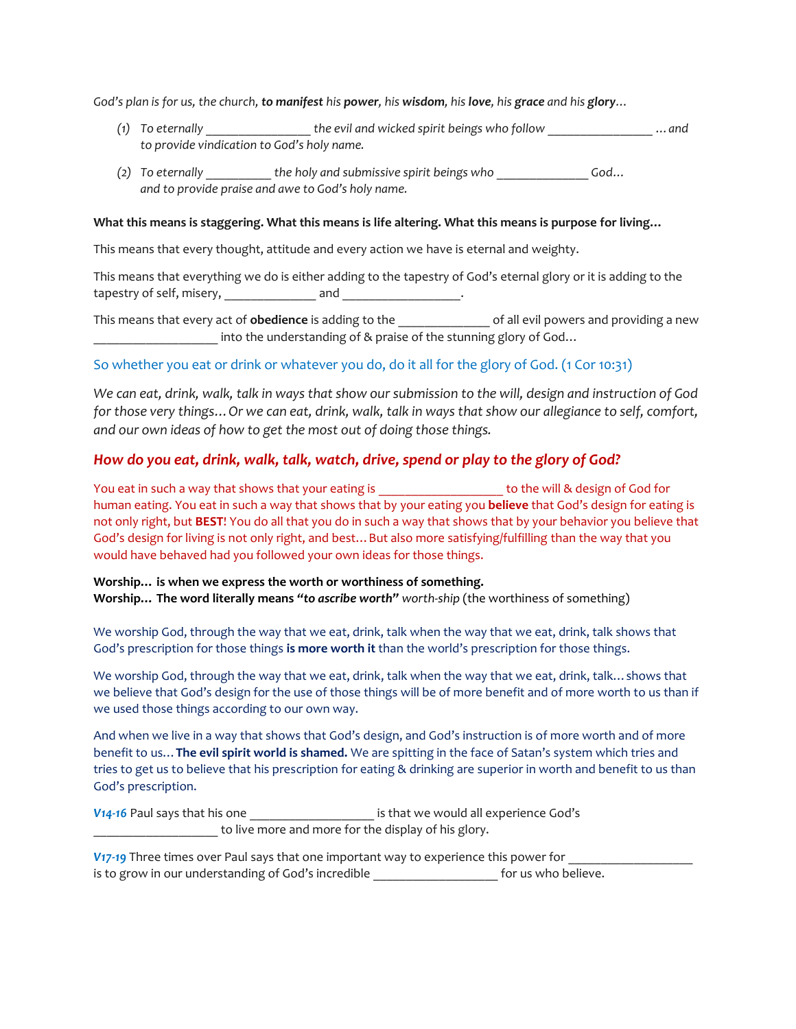*God's plan is for us, the church,* ***to manifest*** *his* ***power****, his* ***wisdom****, his* ***love****, his* ***grace*** *and his* ***glory****…*

1. *To eternally ________________ the evil and wicked spirit beings who follow ________________ … and to provide vindication to God's holy name.*
2. *To eternally __________ the holy and submissive spirit beings who ______________ God… and to provide praise and awe to God's holy name.*

**What this means is staggering. What this means is life altering. What this means is purpose for living…**

This means that every thought, attitude and every action we have is eternal and weighty.

This means that everything we do is either adding to the tapestry of God's eternal glory or it is adding to the tapestry of self, misery, ______________ and __________________.

This means that every act of **obedience** is adding to the ______________ of all evil powers and providing a new ___________________ into the understanding of & praise of the stunning glory of God…

So whether you eat or drink or whatever you do, do it all for the glory of God. (1 Cor 10:31)

*We can eat, drink, walk, talk in ways that show our submission to the will, design and instruction of God for those very things… Or we can eat, drink, walk, talk in ways that show our allegiance to self, comfort, and our own ideas of how to get the most out of doing those things.*

### *How do you eat, drink, walk, talk, watch, drive, spend or play to the glory of God?*

You eat in such a way that shows that your eating is ___________________ to the will & design of God for human eating. You eat in such a way that shows that by your eating you **believe** that God's design for eating is not only right, but **BEST**! You do all that you do in such a way that shows that by your behavior you believe that God's design for living is not only right, and best… But also more satisfying/fulfilling than the way that you would have behaved had you followed your own ideas for those things.

**Worship… is when we express the worth or worthiness of something.**
**Worship… The word literally means *"to ascribe worth"*** *worth-ship* (the worthiness of something)

We worship God, through the way that we eat, drink, talk when the way that we eat, drink, talk shows that God's prescription for those things **is more worth it** than the world's prescription for those things.

We worship God, through the way that we eat, drink, talk when the way that we eat, drink, talk… shows that we believe that God's design for the use of those things will be of more benefit and of more worth to us than if we used those things according to our own way.

And when we live in a way that shows that God's design, and God's instruction is of more worth and of more benefit to us… **The evil spirit world is shamed.** We are spitting in the face of Satan's system which tries and tries to get us to believe that his prescription for eating & drinking are superior in worth and benefit to us than God's prescription.

***V14-16*** Paul says that his one ___________________ is that we would all experience God's ___________________ to live more and more for the display of his glory.

***V17-19*** Three times over Paul says that one important way to experience this power for ___________________ is to grow in our understanding of God's incredible ___________________ for us who believe.